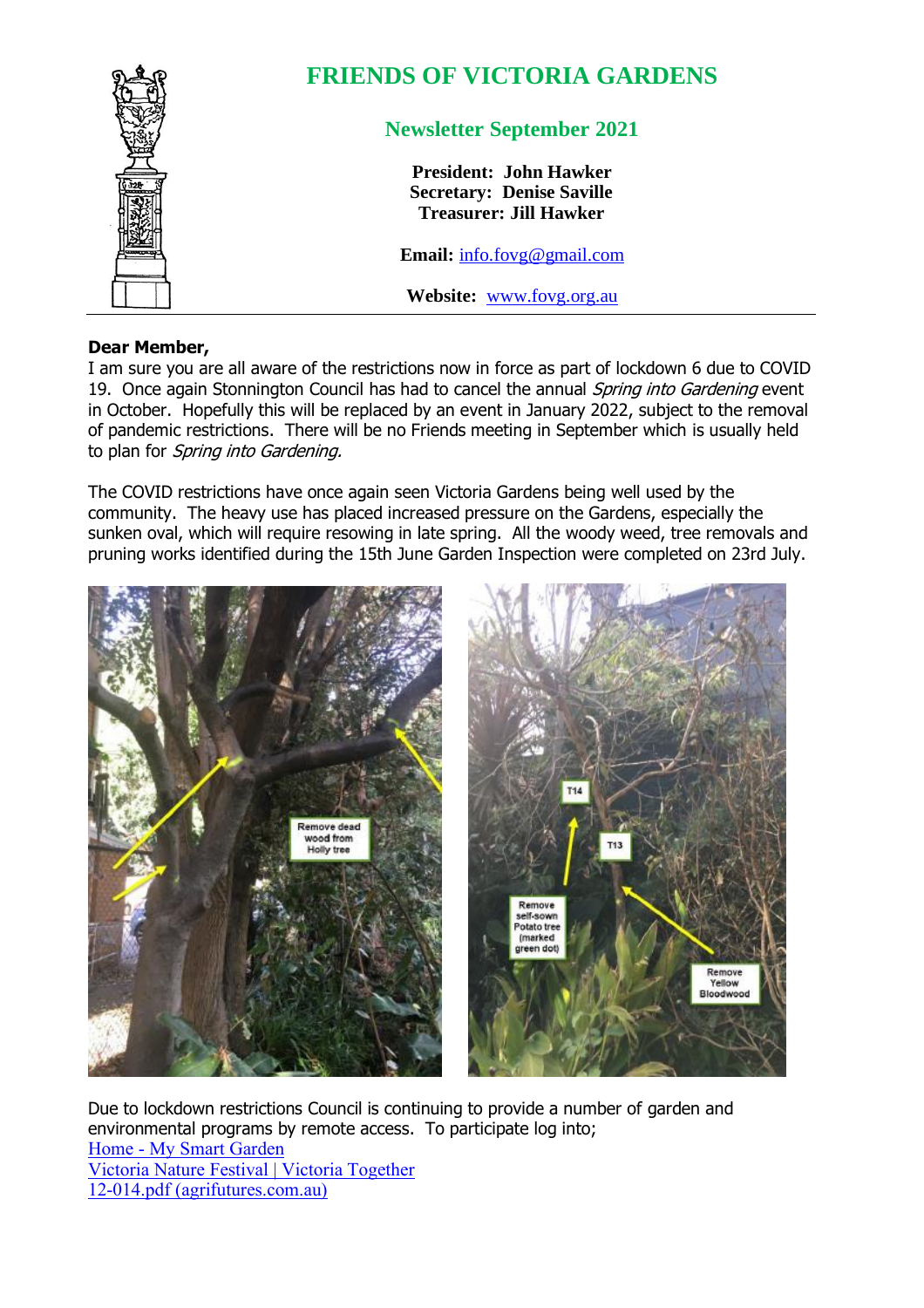# FRIENDS OF VICTORIA GARDENS

## Newsletter September 2021

**President: John Hawker**
**Secretary: Denise Saville**
**Treasurer: Jill Hawker**

**Email:** info.fovg@gmail.com

**Website:** www.fovg.org.au

---

**Dear Member,**

I am sure you are all aware of the restrictions now in force as part of lockdown 6 due to COVID 19. Once again Stonnington Council has had to cancel the annual *Spring into Gardening* event in October. Hopefully this will be replaced by an event in January 2022, subject to the removal of pandemic restrictions. There will be no Friends meeting in September which is usually held to plan for *Spring into Gardening.*

The COVID restrictions have once again seen Victoria Gardens being well used by the community. The heavy use has placed increased pressure on the Gardens, especially the sunken oval, which will require resowing in late spring. All the woody weed, tree removals and pruning works identified during the 15th June Garden Inspection were completed on 23rd July.

Due to lockdown restrictions Council is continuing to provide a number of garden and environmental programs by remote access. To participate log into;

[Home - My Smart Garden]
[Victoria Nature Festival | Victoria Together]
[12-014.pdf (agrifutures.com.au)]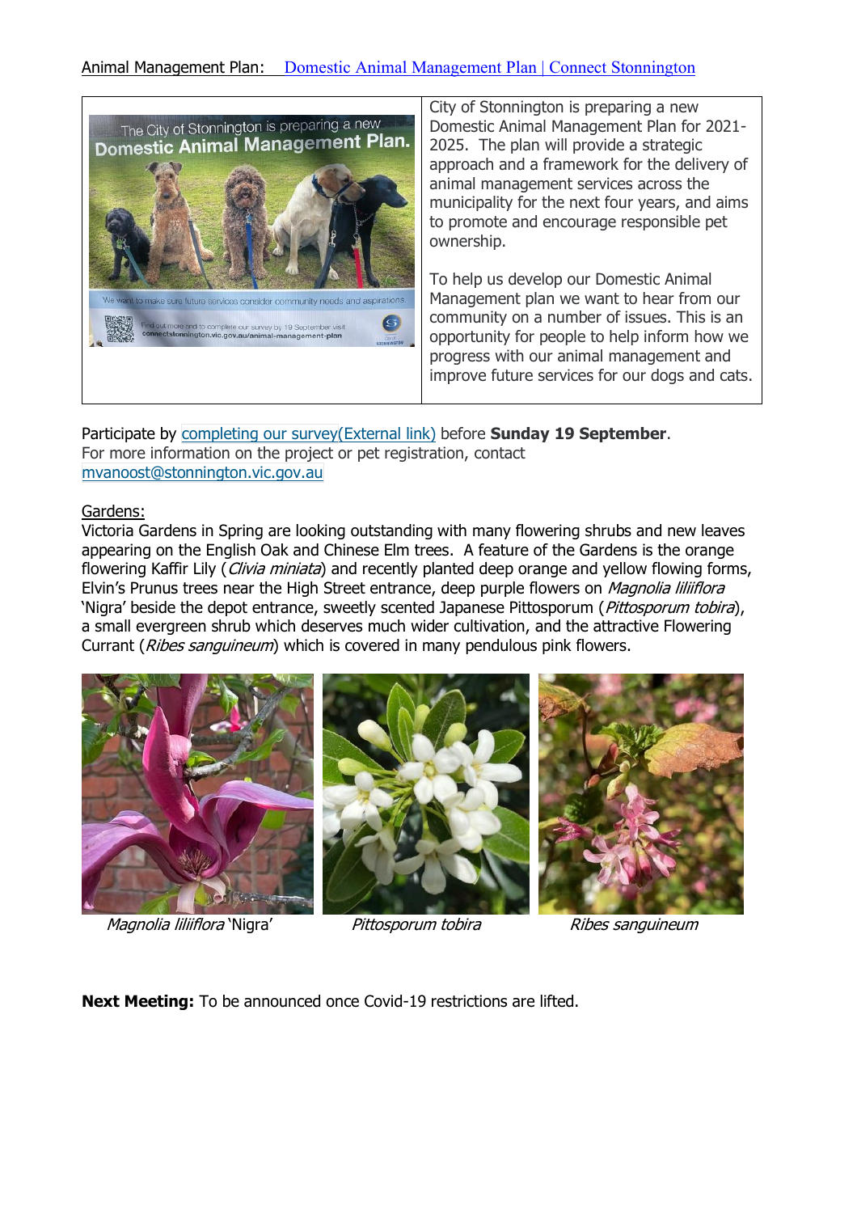Animal Management Plan: Domestic Animal Management Plan | Connect Stonnington

City of Stonnington is preparing a new Domestic Animal Management Plan for 2021-2025. The plan will provide a strategic approach and a framework for the delivery of animal management services across the municipality for the next four years, and aims to promote and encourage responsible pet ownership.

To help us develop our Domestic Animal Management plan we want to hear from our community on a number of issues. This is an opportunity for people to help inform how we progress with our animal management and improve future services for our dogs and cats.

Participate by completing our survey(External link) before **Sunday 19 September**.
For more information on the project or pet registration, contact mvanoost@stonnington.vic.gov.au

Gardens:
Victoria Gardens in Spring are looking outstanding with many flowering shrubs and new leaves appearing on the English Oak and Chinese Elm trees. A feature of the Gardens is the orange flowering Kaffir Lily (*Clivia miniata*) and recently planted deep orange and yellow flowing forms, Elvin's Prunus trees near the High Street entrance, deep purple flowers on *Magnolia liliiflora* 'Nigra' beside the depot entrance, sweetly scented Japanese Pittosporum (*Pittosporum tobira*), a small evergreen shrub which deserves much wider cultivation, and the attractive Flowering Currant (*Ribes sanguineum*) which is covered in many pendulous pink flowers.

*Magnolia liliiflora* 'Nigra' *Pittosporum tobira* *Ribes sanguineum*

**Next Meeting:** To be announced once Covid-19 restrictions are lifted.